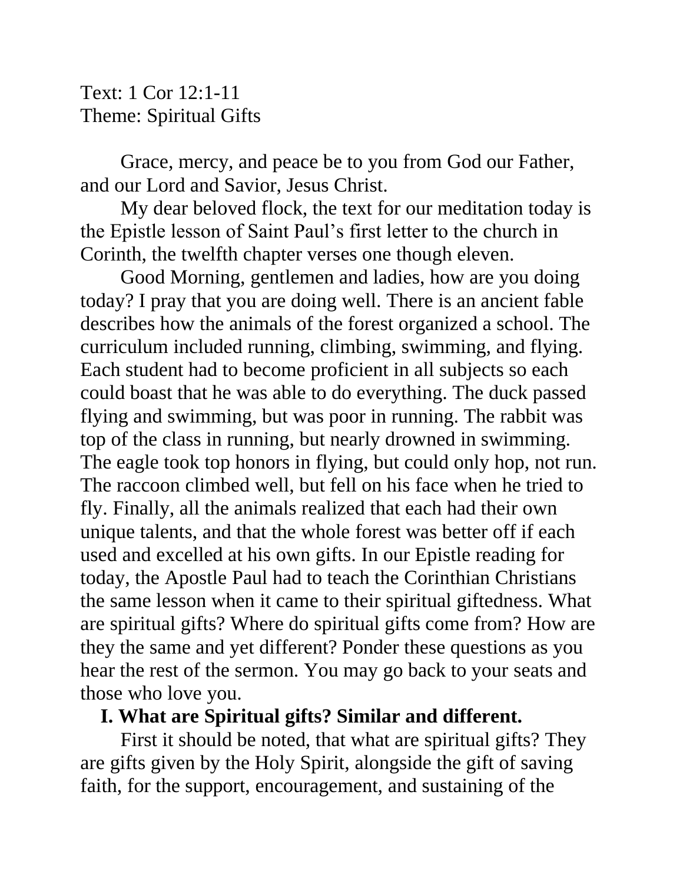Text: 1 Cor 12:1-11
Theme: Spiritual Gifts

Grace, mercy, and peace be to you from God our Father, and our Lord and Savior, Jesus Christ.

My dear beloved flock, the text for our meditation today is the Epistle lesson of Saint Paul's first letter to the church in Corinth, the twelfth chapter verses one though eleven.

Good Morning, gentlemen and ladies, how are you doing today? I pray that you are doing well. There is an ancient fable describes how the animals of the forest organized a school. The curriculum included running, climbing, swimming, and flying. Each student had to become proficient in all subjects so each could boast that he was able to do everything. The duck passed flying and swimming, but was poor in running. The rabbit was top of the class in running, but nearly drowned in swimming. The eagle took top honors in flying, but could only hop, not run. The raccoon climbed well, but fell on his face when he tried to fly. Finally, all the animals realized that each had their own unique talents, and that the whole forest was better off if each used and excelled at his own gifts. In our Epistle reading for today, the Apostle Paul had to teach the Corinthian Christians the same lesson when it came to their spiritual giftedness. What are spiritual gifts? Where do spiritual gifts come from? How are they the same and yet different? Ponder these questions as you hear the rest of the sermon. You may go back to your seats and those who love you.

## I. What are Spiritual gifts? Similar and different.

First it should be noted, that what are spiritual gifts? They are gifts given by the Holy Spirit, alongside the gift of saving faith, for the support, encouragement, and sustaining of the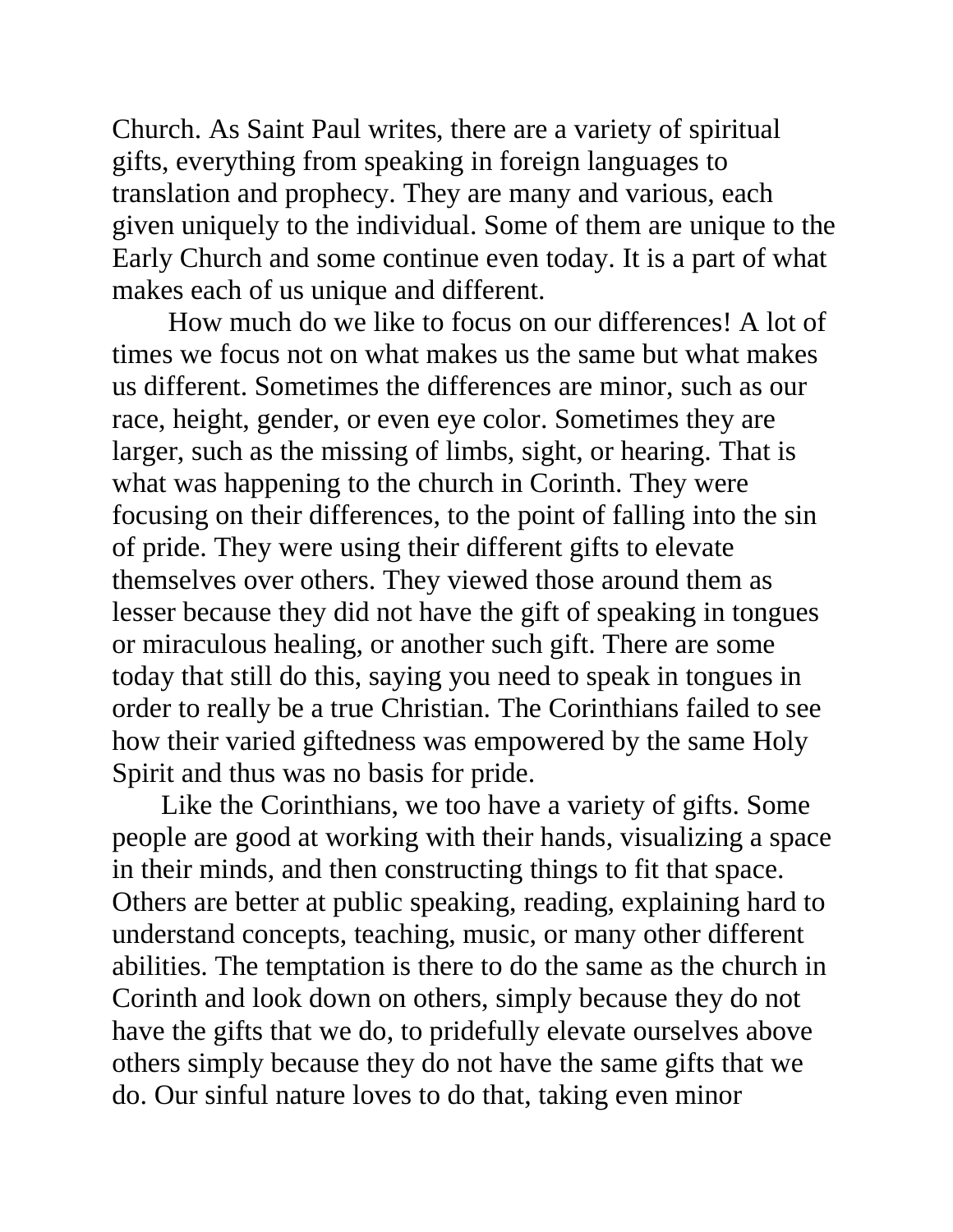Church. As Saint Paul writes, there are a variety of spiritual gifts, everything from speaking in foreign languages to translation and prophecy. They are many and various, each given uniquely to the individual. Some of them are unique to the Early Church and some continue even today. It is a part of what makes each of us unique and different.

How much do we like to focus on our differences! A lot of times we focus not on what makes us the same but what makes us different. Sometimes the differences are minor, such as our race, height, gender, or even eye color. Sometimes they are larger, such as the missing of limbs, sight, or hearing. That is what was happening to the church in Corinth. They were focusing on their differences, to the point of falling into the sin of pride. They were using their different gifts to elevate themselves over others. They viewed those around them as lesser because they did not have the gift of speaking in tongues or miraculous healing, or another such gift. There are some today that still do this, saying you need to speak in tongues in order to really be a true Christian. The Corinthians failed to see how their varied giftedness was empowered by the same Holy Spirit and thus was no basis for pride.

Like the Corinthians, we too have a variety of gifts. Some people are good at working with their hands, visualizing a space in their minds, and then constructing things to fit that space. Others are better at public speaking, reading, explaining hard to understand concepts, teaching, music, or many other different abilities. The temptation is there to do the same as the church in Corinth and look down on others, simply because they do not have the gifts that we do, to pridefully elevate ourselves above others simply because they do not have the same gifts that we do. Our sinful nature loves to do that, taking even minor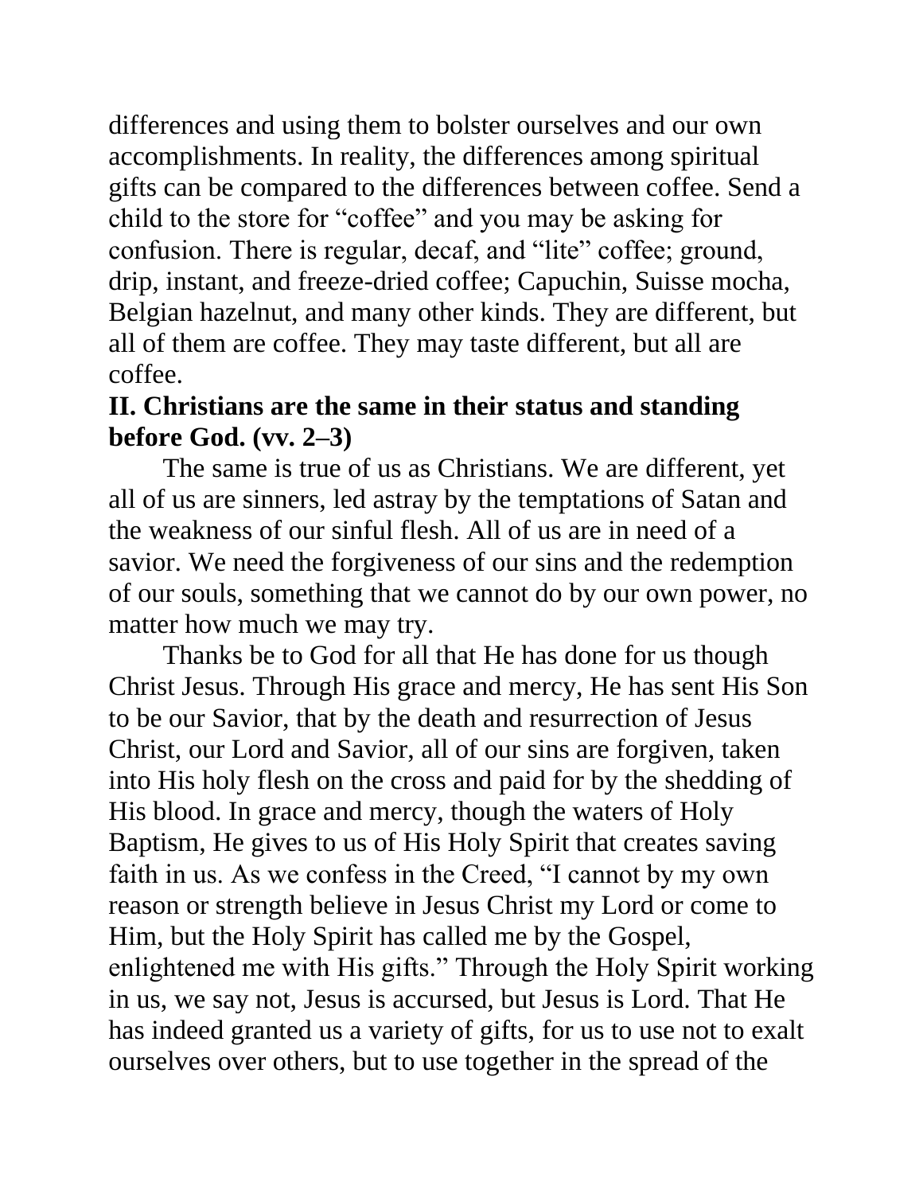differences and using them to bolster ourselves and our own accomplishments. In reality, the differences among spiritual gifts can be compared to the differences between coffee. Send a child to the store for "coffee" and you may be asking for confusion. There is regular, decaf, and "lite" coffee; ground, drip, instant, and freeze-dried coffee; Capuchin, Suisse mocha, Belgian hazelnut, and many other kinds. They are different, but all of them are coffee. They may taste different, but all are coffee.

**II. Christians are the same in their status and standing before God. (vv. 2–3)**

The same is true of us as Christians. We are different, yet all of us are sinners, led astray by the temptations of Satan and the weakness of our sinful flesh. All of us are in need of a savior. We need the forgiveness of our sins and the redemption of our souls, something that we cannot do by our own power, no matter how much we may try.

Thanks be to God for all that He has done for us though Christ Jesus. Through His grace and mercy, He has sent His Son to be our Savior, that by the death and resurrection of Jesus Christ, our Lord and Savior, all of our sins are forgiven, taken into His holy flesh on the cross and paid for by the shedding of His blood. In grace and mercy, though the waters of Holy Baptism, He gives to us of His Holy Spirit that creates saving faith in us. As we confess in the Creed, "I cannot by my own reason or strength believe in Jesus Christ my Lord or come to Him, but the Holy Spirit has called me by the Gospel, enlightened me with His gifts." Through the Holy Spirit working in us, we say not, Jesus is accursed, but Jesus is Lord. That He has indeed granted us a variety of gifts, for us to use not to exalt ourselves over others, but to use together in the spread of the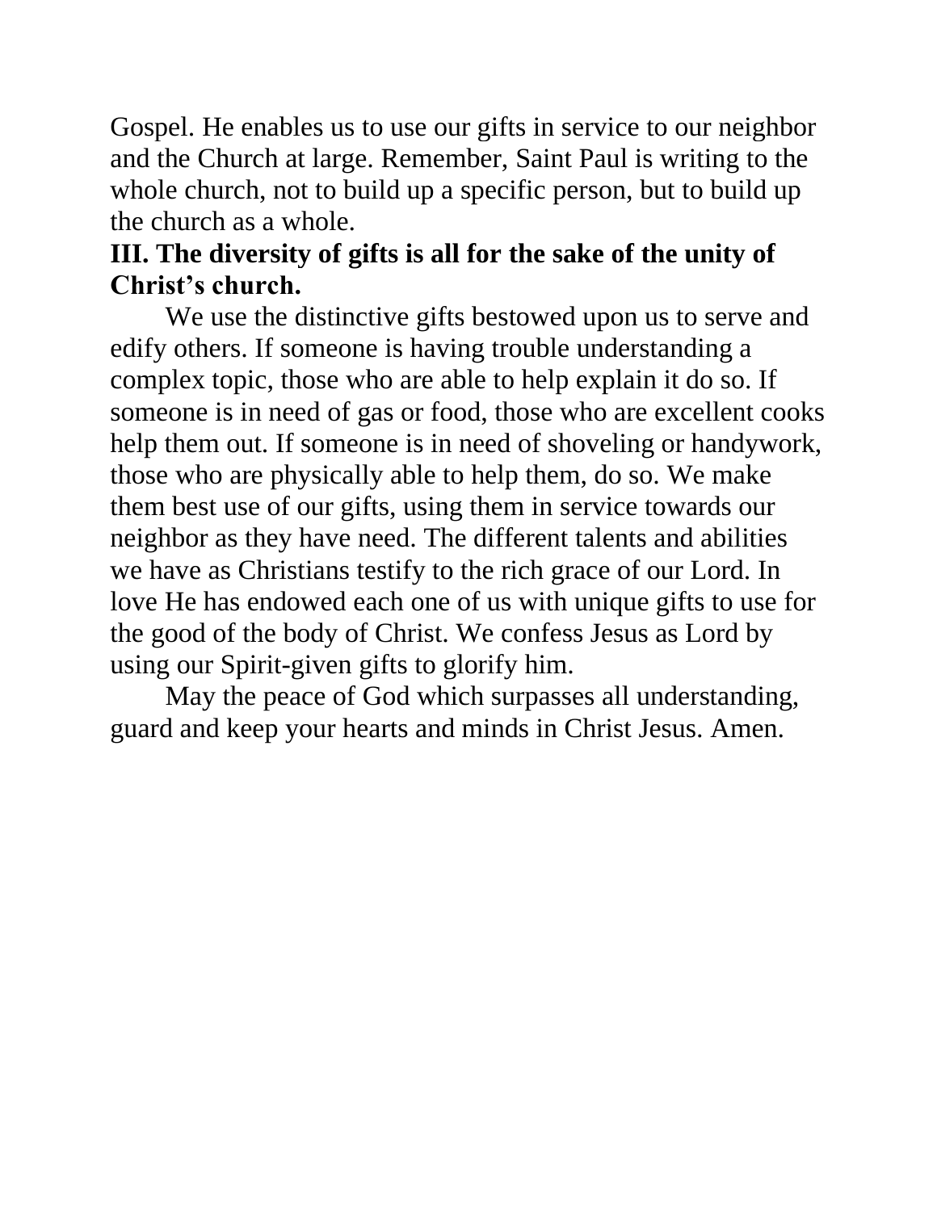Gospel. He enables us to use our gifts in service to our neighbor and the Church at large. Remember, Saint Paul is writing to the whole church, not to build up a specific person, but to build up the church as a whole.

**III. The diversity of gifts is all for the sake of the unity of Christ's church.**

We use the distinctive gifts bestowed upon us to serve and edify others. If someone is having trouble understanding a complex topic, those who are able to help explain it do so. If someone is in need of gas or food, those who are excellent cooks help them out. If someone is in need of shoveling or handywork, those who are physically able to help them, do so. We make them best use of our gifts, using them in service towards our neighbor as they have need. The different talents and abilities we have as Christians testify to the rich grace of our Lord. In love He has endowed each one of us with unique gifts to use for the good of the body of Christ. We confess Jesus as Lord by using our Spirit-given gifts to glorify him.

May the peace of God which surpasses all understanding, guard and keep your hearts and minds in Christ Jesus. Amen.